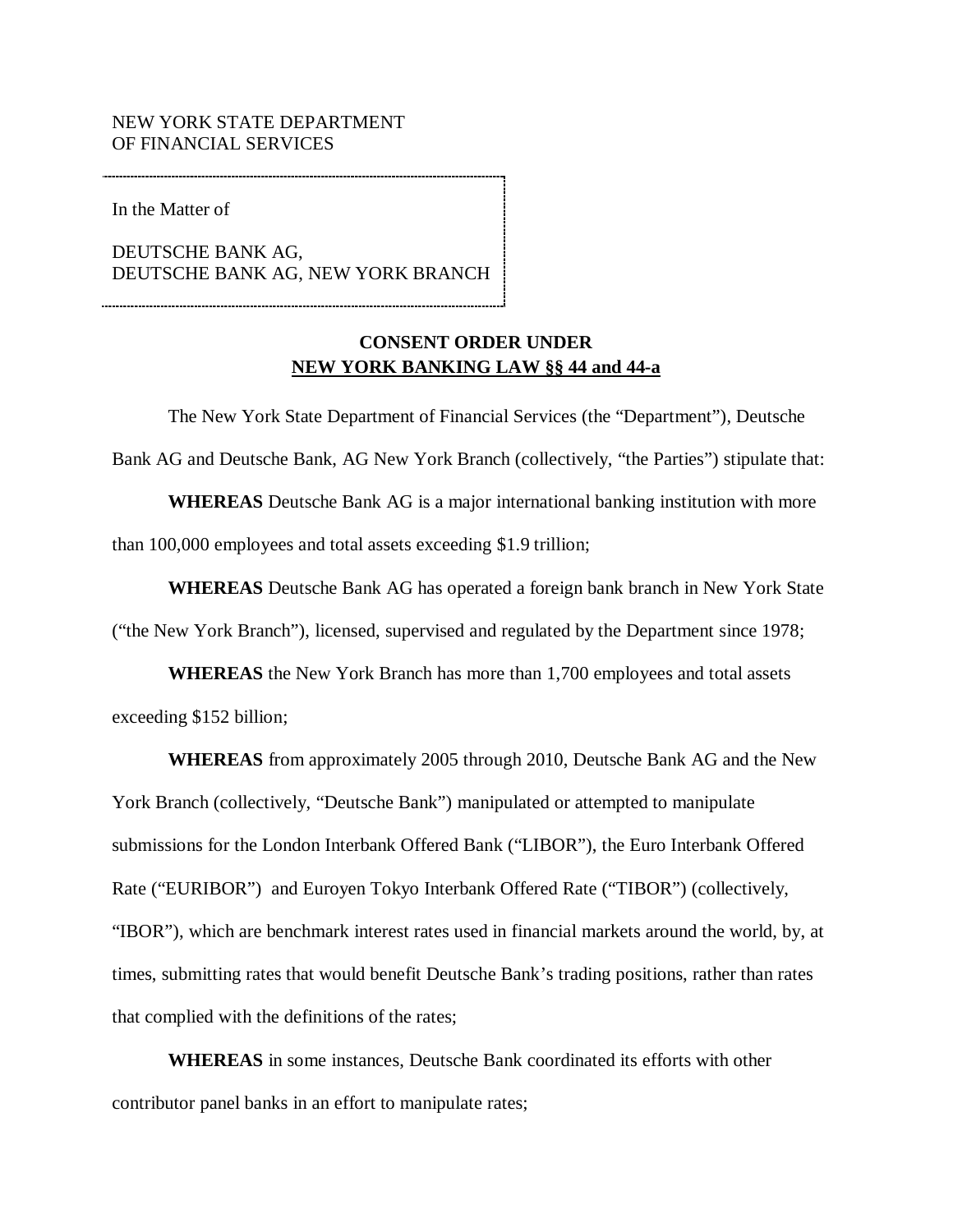NEW YORK STATE DEPARTMENT
OF FINANCIAL SERVICES

In the Matter of

DEUTSCHE BANK AG,
DEUTSCHE BANK AG, NEW YORK BRANCH

**CONSENT ORDER UNDER**
**NEW YORK BANKING LAW §§ 44 and 44-a**

The New York State Department of Financial Services (the "Department"), Deutsche Bank AG and Deutsche Bank, AG New York Branch (collectively, "the Parties") stipulate that:

**WHEREAS** Deutsche Bank AG is a major international banking institution with more than 100,000 employees and total assets exceeding $1.9 trillion;

**WHEREAS** Deutsche Bank AG has operated a foreign bank branch in New York State ("the New York Branch"), licensed, supervised and regulated by the Department since 1978;

**WHEREAS** the New York Branch has more than 1,700 employees and total assets exceeding $152 billion;

**WHEREAS** from approximately 2005 through 2010, Deutsche Bank AG and the New York Branch (collectively, "Deutsche Bank") manipulated or attempted to manipulate submissions for the London Interbank Offered Bank ("LIBOR"), the Euro Interbank Offered Rate ("EURIBOR") and Euroyen Tokyo Interbank Offered Rate ("TIBOR") (collectively, "IBOR"), which are benchmark interest rates used in financial markets around the world, by, at times, submitting rates that would benefit Deutsche Bank's trading positions, rather than rates that complied with the definitions of the rates;

**WHEREAS** in some instances, Deutsche Bank coordinated its efforts with other contributor panel banks in an effort to manipulate rates;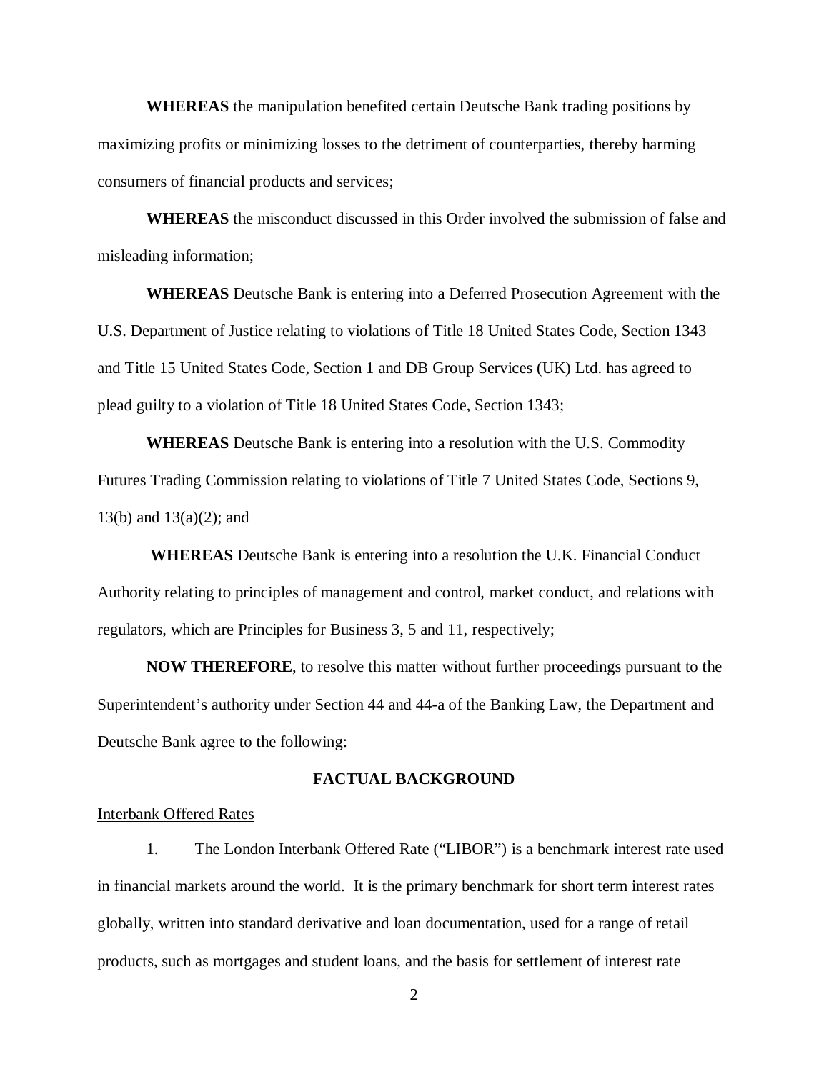**WHEREAS** the manipulation benefited certain Deutsche Bank trading positions by maximizing profits or minimizing losses to the detriment of counterparties, thereby harming consumers of financial products and services;

**WHEREAS** the misconduct discussed in this Order involved the submission of false and misleading information;

**WHEREAS** Deutsche Bank is entering into a Deferred Prosecution Agreement with the U.S. Department of Justice relating to violations of Title 18 United States Code, Section 1343 and Title 15 United States Code, Section 1 and DB Group Services (UK) Ltd. has agreed to plead guilty to a violation of Title 18 United States Code, Section 1343;

**WHEREAS** Deutsche Bank is entering into a resolution with the U.S. Commodity Futures Trading Commission relating to violations of Title 7 United States Code, Sections 9, 13(b) and 13(a)(2); and

**WHEREAS** Deutsche Bank is entering into a resolution the U.K. Financial Conduct Authority relating to principles of management and control, market conduct, and relations with regulators, which are Principles for Business 3, 5 and 11, respectively;

**NOW THEREFORE**, to resolve this matter without further proceedings pursuant to the Superintendent's authority under Section 44 and 44-a of the Banking Law, the Department and Deutsche Bank agree to the following:

## FACTUAL BACKGROUND

Interbank Offered Rates

1. The London Interbank Offered Rate ("LIBOR") is a benchmark interest rate used in financial markets around the world. It is the primary benchmark for short term interest rates globally, written into standard derivative and loan documentation, used for a range of retail products, such as mortgages and student loans, and the basis for settlement of interest rate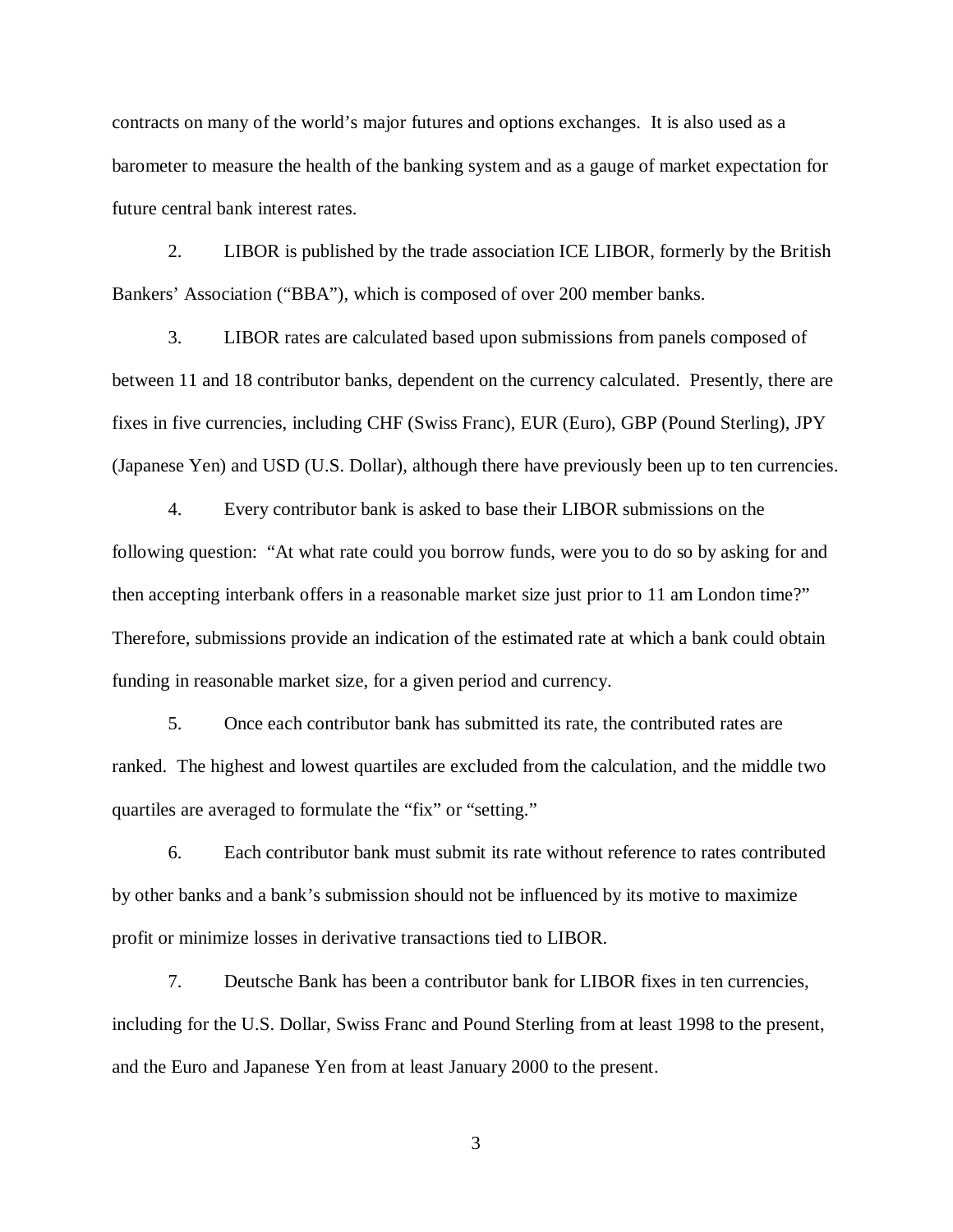contracts on many of the world’s major futures and options exchanges. It is also used as a barometer to measure the health of the banking system and as a gauge of market expectation for future central bank interest rates.

2. LIBOR is published by the trade association ICE LIBOR, formerly by the British Bankers’ Association (“BBA”), which is composed of over 200 member banks.

3. LIBOR rates are calculated based upon submissions from panels composed of between 11 and 18 contributor banks, dependent on the currency calculated. Presently, there are fixes in five currencies, including CHF (Swiss Franc), EUR (Euro), GBP (Pound Sterling), JPY (Japanese Yen) and USD (U.S. Dollar), although there have previously been up to ten currencies.

4. Every contributor bank is asked to base their LIBOR submissions on the following question: “At what rate could you borrow funds, were you to do so by asking for and then accepting interbank offers in a reasonable market size just prior to 11 am London time?” Therefore, submissions provide an indication of the estimated rate at which a bank could obtain funding in reasonable market size, for a given period and currency.

5. Once each contributor bank has submitted its rate, the contributed rates are ranked. The highest and lowest quartiles are excluded from the calculation, and the middle two quartiles are averaged to formulate the “fix” or “setting.”

6. Each contributor bank must submit its rate without reference to rates contributed by other banks and a bank’s submission should not be influenced by its motive to maximize profit or minimize losses in derivative transactions tied to LIBOR.

7. Deutsche Bank has been a contributor bank for LIBOR fixes in ten currencies, including for the U.S. Dollar, Swiss Franc and Pound Sterling from at least 1998 to the present, and the Euro and Japanese Yen from at least January 2000 to the present.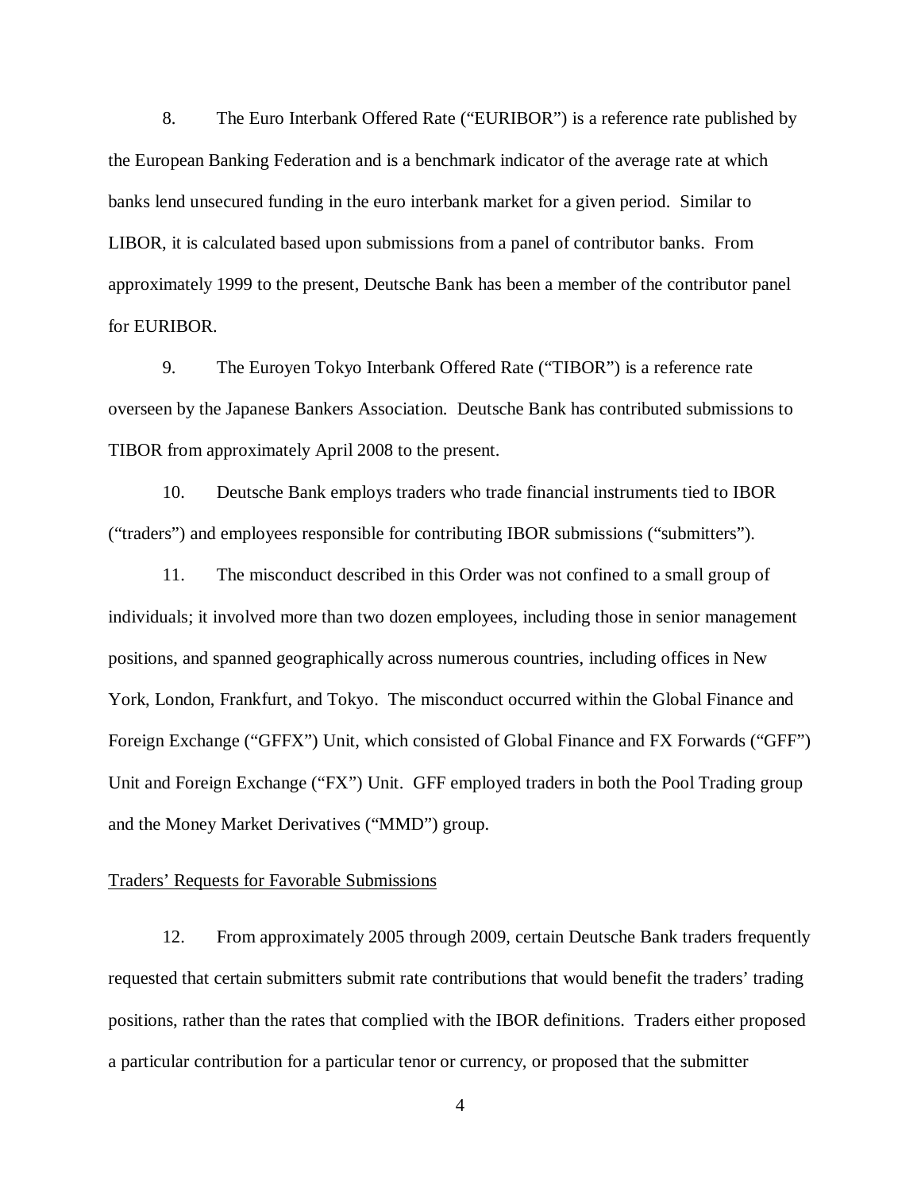8. The Euro Interbank Offered Rate ("EURIBOR") is a reference rate published by the European Banking Federation and is a benchmark indicator of the average rate at which banks lend unsecured funding in the euro interbank market for a given period. Similar to LIBOR, it is calculated based upon submissions from a panel of contributor banks. From approximately 1999 to the present, Deutsche Bank has been a member of the contributor panel for EURIBOR.

9. The Euroyen Tokyo Interbank Offered Rate ("TIBOR") is a reference rate overseen by the Japanese Bankers Association. Deutsche Bank has contributed submissions to TIBOR from approximately April 2008 to the present.

10. Deutsche Bank employs traders who trade financial instruments tied to IBOR ("traders") and employees responsible for contributing IBOR submissions ("submitters").

11. The misconduct described in this Order was not confined to a small group of individuals; it involved more than two dozen employees, including those in senior management positions, and spanned geographically across numerous countries, including offices in New York, London, Frankfurt, and Tokyo. The misconduct occurred within the Global Finance and Foreign Exchange ("GFFX") Unit, which consisted of Global Finance and FX Forwards ("GFF") Unit and Foreign Exchange ("FX") Unit. GFF employed traders in both the Pool Trading group and the Money Market Derivatives ("MMD") group.

<u>Traders' Requests for Favorable Submissions</u>

12. From approximately 2005 through 2009, certain Deutsche Bank traders frequently requested that certain submitters submit rate contributions that would benefit the traders' trading positions, rather than the rates that complied with the IBOR definitions. Traders either proposed a particular contribution for a particular tenor or currency, or proposed that the submitter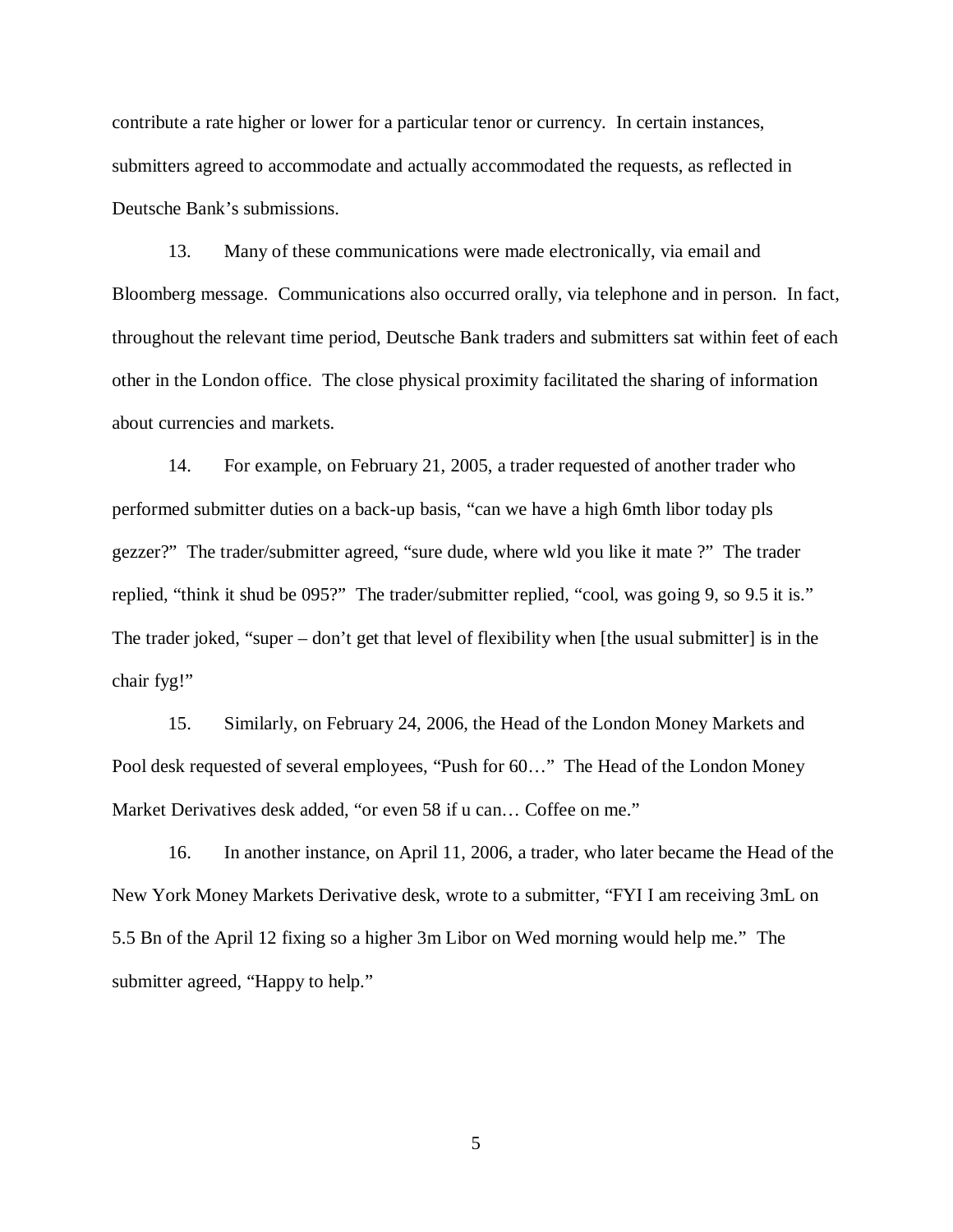contribute a rate higher or lower for a particular tenor or currency. In certain instances, submitters agreed to accommodate and actually accommodated the requests, as reflected in Deutsche Bank's submissions.

13. Many of these communications were made electronically, via email and Bloomberg message. Communications also occurred orally, via telephone and in person. In fact, throughout the relevant time period, Deutsche Bank traders and submitters sat within feet of each other in the London office. The close physical proximity facilitated the sharing of information about currencies and markets.

14. For example, on February 21, 2005, a trader requested of another trader who performed submitter duties on a back-up basis, "can we have a high 6mth libor today pls gezzer?" The trader/submitter agreed, "sure dude, where wld you like it mate ?" The trader replied, "think it shud be 095?" The trader/submitter replied, "cool, was going 9, so 9.5 it is." The trader joked, "super – don't get that level of flexibility when [the usual submitter] is in the chair fyg!"

15. Similarly, on February 24, 2006, the Head of the London Money Markets and Pool desk requested of several employees, "Push for 60…" The Head of the London Money Market Derivatives desk added, "or even 58 if u can… Coffee on me."

16. In another instance, on April 11, 2006, a trader, who later became the Head of the New York Money Markets Derivative desk, wrote to a submitter, "FYI I am receiving 3mL on 5.5 Bn of the April 12 fixing so a higher 3m Libor on Wed morning would help me." The submitter agreed, "Happy to help."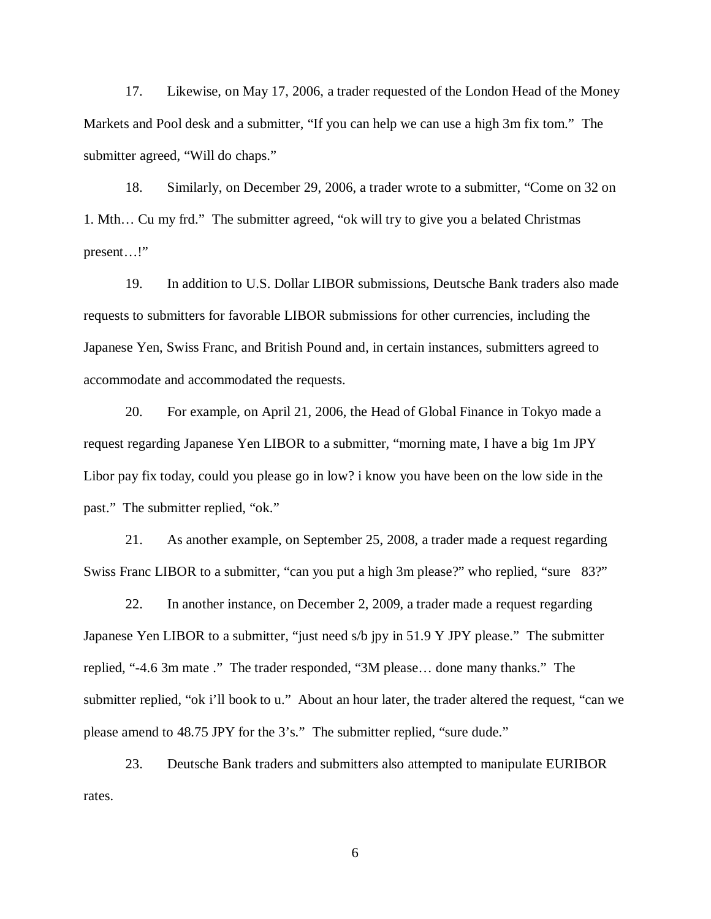17. Likewise, on May 17, 2006, a trader requested of the London Head of the Money Markets and Pool desk and a submitter, "If you can help we can use a high 3m fix tom." The submitter agreed, "Will do chaps."

18. Similarly, on December 29, 2006, a trader wrote to a submitter, "Come on 32 on 1. Mth… Cu my frd." The submitter agreed, "ok will try to give you a belated Christmas present…!"

19. In addition to U.S. Dollar LIBOR submissions, Deutsche Bank traders also made requests to submitters for favorable LIBOR submissions for other currencies, including the Japanese Yen, Swiss Franc, and British Pound and, in certain instances, submitters agreed to accommodate and accommodated the requests.

20. For example, on April 21, 2006, the Head of Global Finance in Tokyo made a request regarding Japanese Yen LIBOR to a submitter, "morning mate, I have a big 1m JPY Libor pay fix today, could you please go in low? i know you have been on the low side in the past." The submitter replied, "ok."

21. As another example, on September 25, 2008, a trader made a request regarding Swiss Franc LIBOR to a submitter, "can you put a high 3m please?" who replied, "sure 83?"

22. In another instance, on December 2, 2009, a trader made a request regarding Japanese Yen LIBOR to a submitter, "just need s/b jpy in 51.9 Y JPY please." The submitter replied, "-4.6 3m mate ." The trader responded, "3M please… done many thanks." The submitter replied, "ok i'll book to u." About an hour later, the trader altered the request, "can we please amend to 48.75 JPY for the 3's." The submitter replied, "sure dude."

23. Deutsche Bank traders and submitters also attempted to manipulate EURIBOR rates.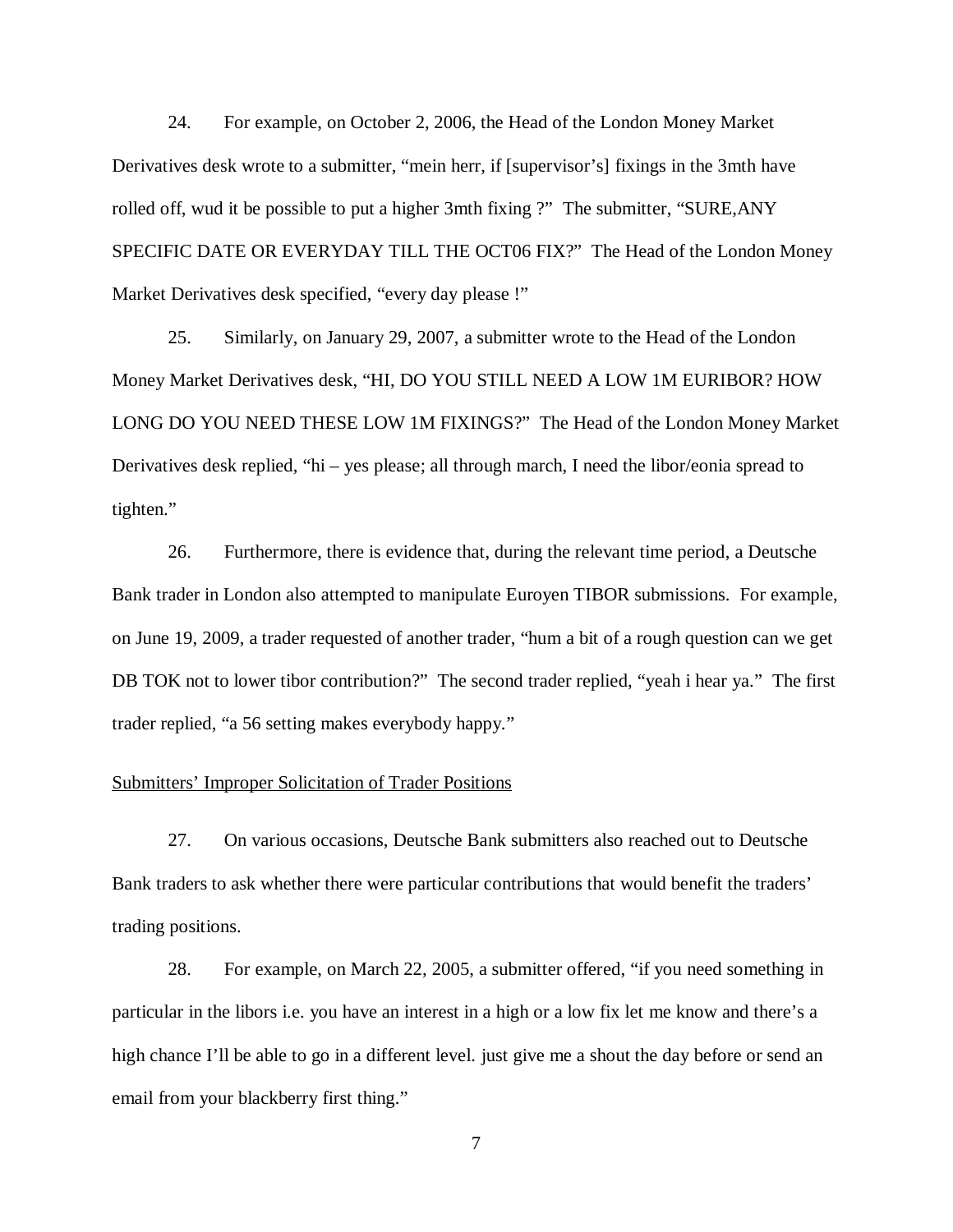24. For example, on October 2, 2006, the Head of the London Money Market Derivatives desk wrote to a submitter, “mein herr, if [supervisor’s] fixings in the 3mth have rolled off, wud it be possible to put a higher 3mth fixing ?” The submitter, “SURE,ANY SPECIFIC DATE OR EVERYDAY TILL THE OCT06 FIX?” The Head of the London Money Market Derivatives desk specified, “every day please !”

25. Similarly, on January 29, 2007, a submitter wrote to the Head of the London Money Market Derivatives desk, “HI, DO YOU STILL NEED A LOW 1M EURIBOR? HOW LONG DO YOU NEED THESE LOW 1M FIXINGS?” The Head of the London Money Market Derivatives desk replied, “hi – yes please; all through march, I need the libor/eonia spread to tighten.”

26. Furthermore, there is evidence that, during the relevant time period, a Deutsche Bank trader in London also attempted to manipulate Euroyen TIBOR submissions. For example, on June 19, 2009, a trader requested of another trader, “hum a bit of a rough question can we get DB TOK not to lower tibor contribution?” The second trader replied, “yeah i hear ya.” The first trader replied, “a 56 setting makes everybody happy.”

<u>Submitters’ Improper Solicitation of Trader Positions</u>

27. On various occasions, Deutsche Bank submitters also reached out to Deutsche Bank traders to ask whether there were particular contributions that would benefit the traders’ trading positions.

28. For example, on March 22, 2005, a submitter offered, “if you need something in particular in the libors i.e. you have an interest in a high or a low fix let me know and there’s a high chance I’ll be able to go in a different level. just give me a shout the day before or send an email from your blackberry first thing.”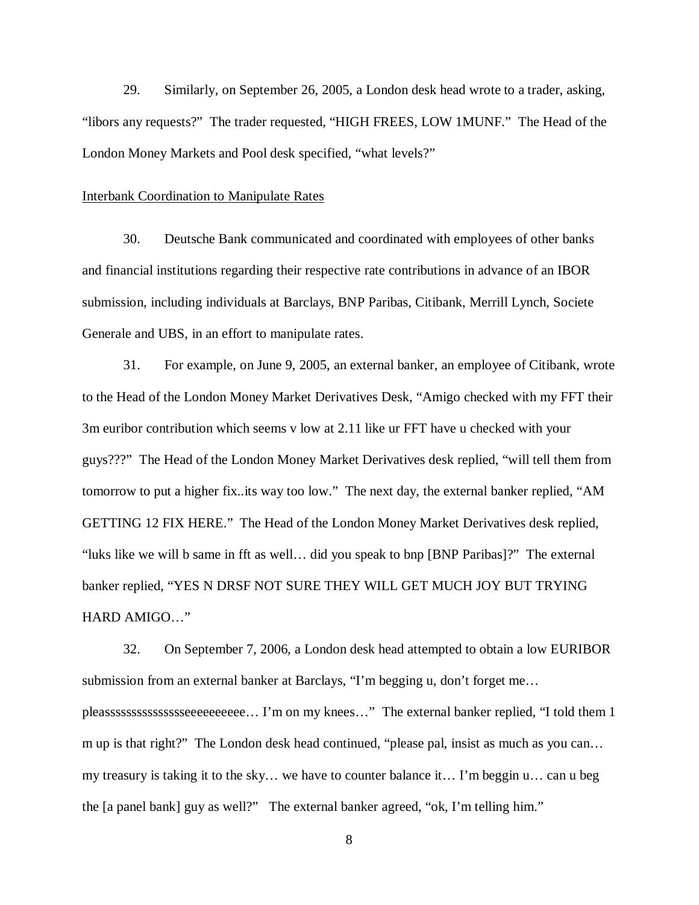29. Similarly, on September 26, 2005, a London desk head wrote to a trader, asking, "libors any requests?" The trader requested, "HIGH FREES, LOW 1MUNF." The Head of the London Money Markets and Pool desk specified, "what levels?"

<u>Interbank Coordination to Manipulate Rates</u>

30. Deutsche Bank communicated and coordinated with employees of other banks and financial institutions regarding their respective rate contributions in advance of an IBOR submission, including individuals at Barclays, BNP Paribas, Citibank, Merrill Lynch, Societe Generale and UBS, in an effort to manipulate rates.

31. For example, on June 9, 2005, an external banker, an employee of Citibank, wrote to the Head of the London Money Market Derivatives Desk, "Amigo checked with my FFT their 3m euribor contribution which seems v low at 2.11 like ur FFT have u checked with your guys???" The Head of the London Money Market Derivatives desk replied, "will tell them from tomorrow to put a higher fix..its way too low." The next day, the external banker replied, "AM GETTING 12 FIX HERE." The Head of the London Money Market Derivatives desk replied, "luks like we will b same in fft as well… did you speak to bnp [BNP Paribas]?" The external banker replied, "YES N DRSF NOT SURE THEY WILL GET MUCH JOY BUT TRYING HARD AMIGO…"

32. On September 7, 2006, a London desk head attempted to obtain a low EURIBOR submission from an external banker at Barclays, "I'm begging u, don't forget me… pleassssssssssssssseeeeeeeeee… I'm on my knees…" The external banker replied, "I told them 1 m up is that right?" The London desk head continued, "please pal, insist as much as you can… my treasury is taking it to the sky… we have to counter balance it… I'm beggin u… can u beg the [a panel bank] guy as well?" The external banker agreed, "ok, I'm telling him."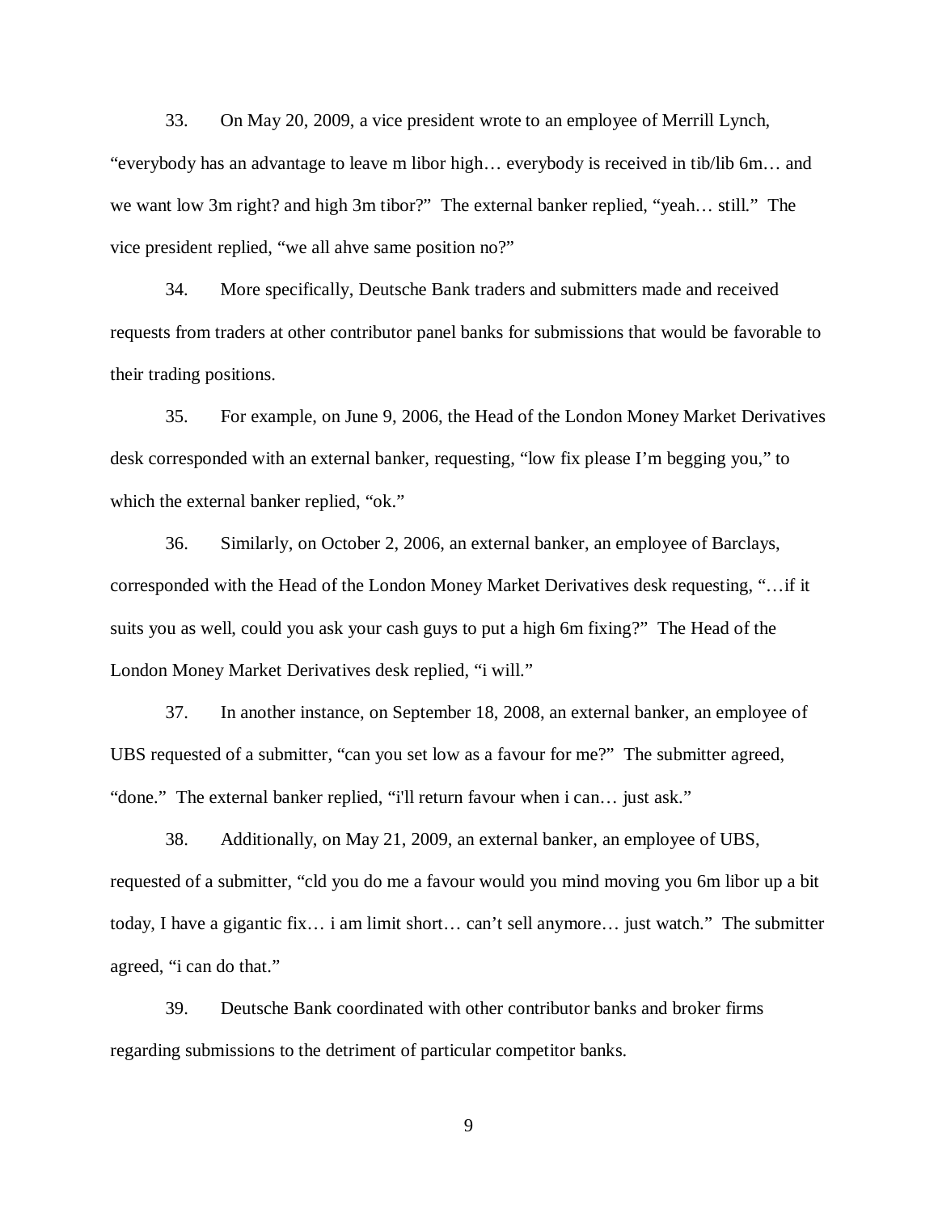33. On May 20, 2009, a vice president wrote to an employee of Merrill Lynch, "everybody has an advantage to leave m libor high… everybody is received in tib/lib 6m… and we want low 3m right? and high 3m tibor?" The external banker replied, "yeah… still." The vice president replied, "we all ahve same position no?"

34. More specifically, Deutsche Bank traders and submitters made and received requests from traders at other contributor panel banks for submissions that would be favorable to their trading positions.

35. For example, on June 9, 2006, the Head of the London Money Market Derivatives desk corresponded with an external banker, requesting, "low fix please I'm begging you," to which the external banker replied, "ok."

36. Similarly, on October 2, 2006, an external banker, an employee of Barclays, corresponded with the Head of the London Money Market Derivatives desk requesting, "…if it suits you as well, could you ask your cash guys to put a high 6m fixing?" The Head of the London Money Market Derivatives desk replied, "i will."

37. In another instance, on September 18, 2008, an external banker, an employee of UBS requested of a submitter, "can you set low as a favour for me?" The submitter agreed, "done." The external banker replied, "i'll return favour when i can… just ask."

38. Additionally, on May 21, 2009, an external banker, an employee of UBS, requested of a submitter, "cld you do me a favour would you mind moving you 6m libor up a bit today, I have a gigantic fix… i am limit short… can't sell anymore… just watch." The submitter agreed, "i can do that."

39. Deutsche Bank coordinated with other contributor banks and broker firms regarding submissions to the detriment of particular competitor banks.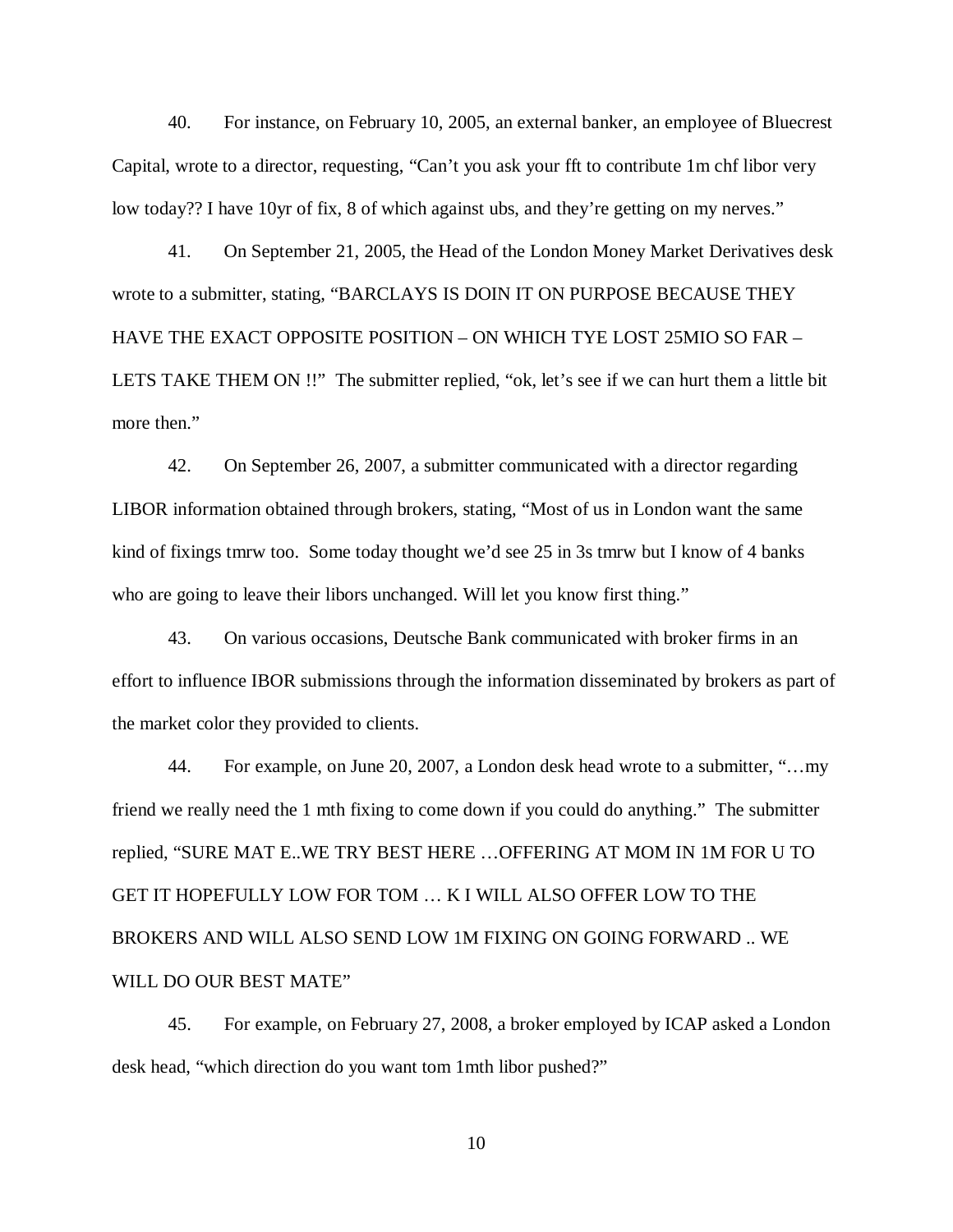40. For instance, on February 10, 2005, an external banker, an employee of Bluecrest Capital, wrote to a director, requesting, "Can't you ask your fft to contribute 1m chf libor very low today?? I have 10yr of fix, 8 of which against ubs, and they're getting on my nerves."

41. On September 21, 2005, the Head of the London Money Market Derivatives desk wrote to a submitter, stating, "BARCLAYS IS DOIN IT ON PURPOSE BECAUSE THEY HAVE THE EXACT OPPOSITE POSITION – ON WHICH TYE LOST 25MIO SO FAR – LETS TAKE THEM ON !!" The submitter replied, "ok, let's see if we can hurt them a little bit more then."

42. On September 26, 2007, a submitter communicated with a director regarding LIBOR information obtained through brokers, stating, "Most of us in London want the same kind of fixings tmrw too. Some today thought we'd see 25 in 3s tmrw but I know of 4 banks who are going to leave their libors unchanged. Will let you know first thing."

43. On various occasions, Deutsche Bank communicated with broker firms in an effort to influence IBOR submissions through the information disseminated by brokers as part of the market color they provided to clients.

44. For example, on June 20, 2007, a London desk head wrote to a submitter, "…my friend we really need the 1 mth fixing to come down if you could do anything." The submitter replied, "SURE MAT E..WE TRY BEST HERE …OFFERING AT MOM IN 1M FOR U TO GET IT HOPEFULLY LOW FOR TOM … K I WILL ALSO OFFER LOW TO THE BROKERS AND WILL ALSO SEND LOW 1M FIXING ON GOING FORWARD .. WE WILL DO OUR BEST MATE"

45. For example, on February 27, 2008, a broker employed by ICAP asked a London desk head, "which direction do you want tom 1mth libor pushed?"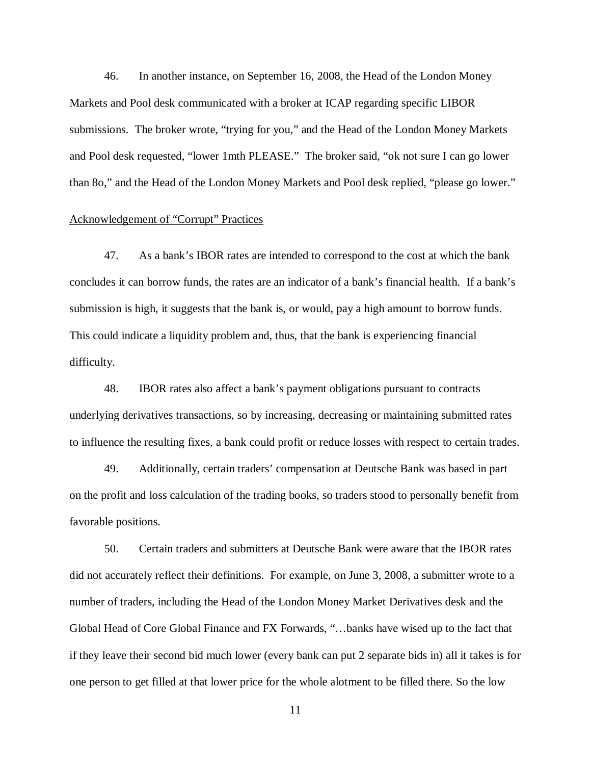46. In another instance, on September 16, 2008, the Head of the London Money Markets and Pool desk communicated with a broker at ICAP regarding specific LIBOR submissions. The broker wrote, "trying for you," and the Head of the London Money Markets and Pool desk requested, "lower 1mth PLEASE." The broker said, "ok not sure I can go lower than 8o," and the Head of the London Money Markets and Pool desk replied, "please go lower."

<u>Acknowledgement of "Corrupt" Practices</u>

47. As a bank's IBOR rates are intended to correspond to the cost at which the bank concludes it can borrow funds, the rates are an indicator of a bank's financial health. If a bank's submission is high, it suggests that the bank is, or would, pay a high amount to borrow funds. This could indicate a liquidity problem and, thus, that the bank is experiencing financial difficulty.

48. IBOR rates also affect a bank's payment obligations pursuant to contracts underlying derivatives transactions, so by increasing, decreasing or maintaining submitted rates to influence the resulting fixes, a bank could profit or reduce losses with respect to certain trades.

49. Additionally, certain traders' compensation at Deutsche Bank was based in part on the profit and loss calculation of the trading books, so traders stood to personally benefit from favorable positions.

50. Certain traders and submitters at Deutsche Bank were aware that the IBOR rates did not accurately reflect their definitions. For example, on June 3, 2008, a submitter wrote to a number of traders, including the Head of the London Money Market Derivatives desk and the Global Head of Core Global Finance and FX Forwards, "…banks have wised up to the fact that if they leave their second bid much lower (every bank can put 2 separate bids in) all it takes is for one person to get filled at that lower price for the whole alotment to be filled there. So the low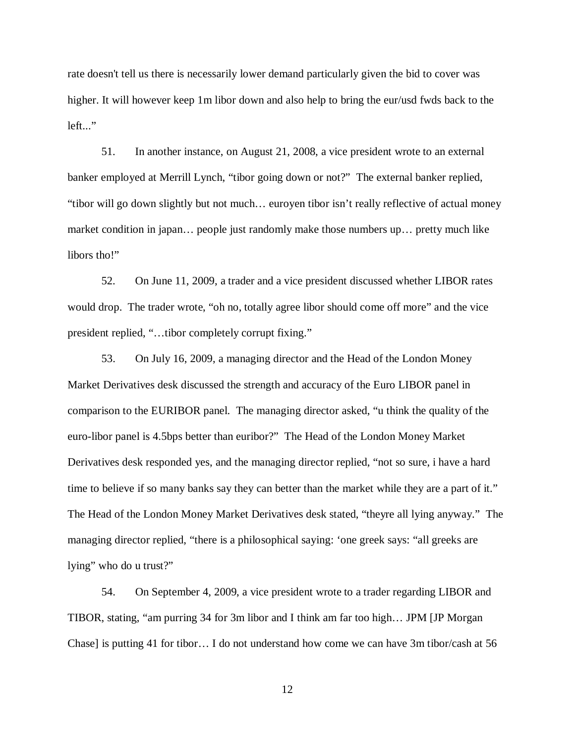rate doesn't tell us there is necessarily lower demand particularly given the bid to cover was higher. It will however keep 1m libor down and also help to bring the eur/usd fwds back to the left..."

51. In another instance, on August 21, 2008, a vice president wrote to an external banker employed at Merrill Lynch, "tibor going down or not?" The external banker replied, "tibor will go down slightly but not much… euroyen tibor isn't really reflective of actual money market condition in japan… people just randomly make those numbers up… pretty much like libors tho!"

52. On June 11, 2009, a trader and a vice president discussed whether LIBOR rates would drop. The trader wrote, "oh no, totally agree libor should come off more" and the vice president replied, "…tibor completely corrupt fixing."

53. On July 16, 2009, a managing director and the Head of the London Money Market Derivatives desk discussed the strength and accuracy of the Euro LIBOR panel in comparison to the EURIBOR panel. The managing director asked, "u think the quality of the euro-libor panel is 4.5bps better than euribor?" The Head of the London Money Market Derivatives desk responded yes, and the managing director replied, "not so sure, i have a hard time to believe if so many banks say they can better than the market while they are a part of it." The Head of the London Money Market Derivatives desk stated, "theyre all lying anyway." The managing director replied, "there is a philosophical saying: 'one greek says: "all greeks are lying" who do u trust?"

54. On September 4, 2009, a vice president wrote to a trader regarding LIBOR and TIBOR, stating, "am purring 34 for 3m libor and I think am far too high… JPM [JP Morgan Chase] is putting 41 for tibor… I do not understand how come we can have 3m tibor/cash at 56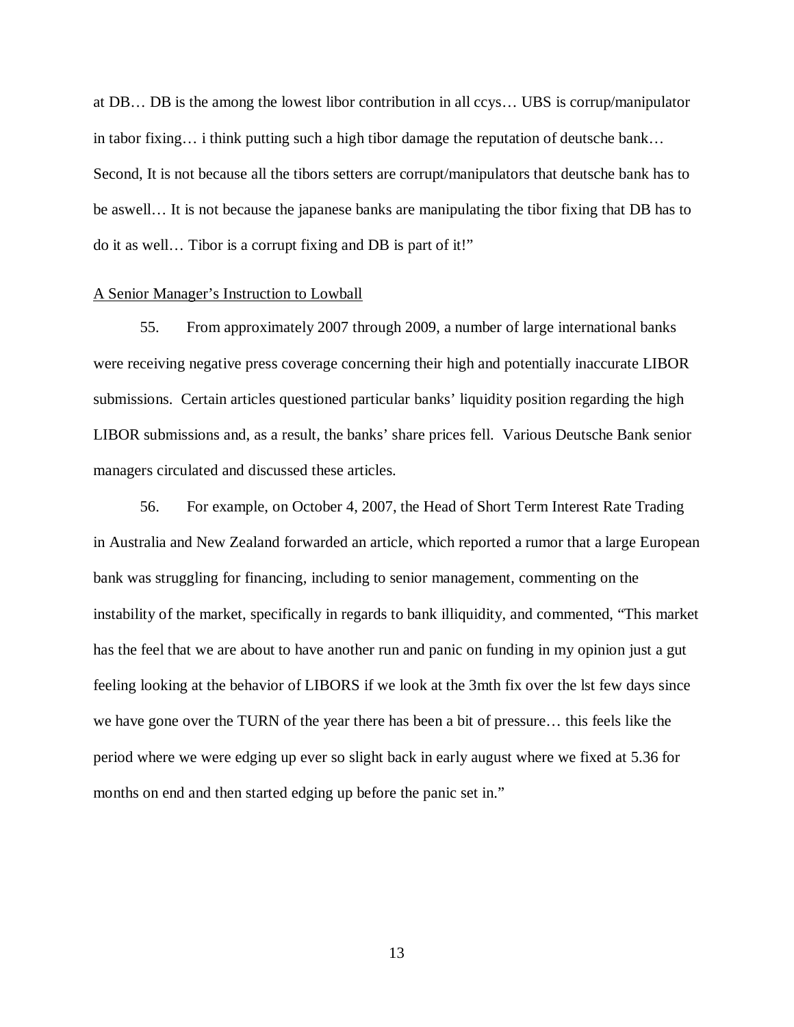at DB… DB is the among the lowest libor contribution in all ccys… UBS is corrup/manipulator in tabor fixing… i think putting such a high tibor damage the reputation of deutsche bank… Second, It is not because all the tibors setters are corrupt/manipulators that deutsche bank has to be aswell… It is not because the japanese banks are manipulating the tibor fixing that DB has to do it as well… Tibor is a corrupt fixing and DB is part of it!"

<u>A Senior Manager's Instruction to Lowball</u>

55. From approximately 2007 through 2009, a number of large international banks were receiving negative press coverage concerning their high and potentially inaccurate LIBOR submissions. Certain articles questioned particular banks' liquidity position regarding the high LIBOR submissions and, as a result, the banks' share prices fell. Various Deutsche Bank senior managers circulated and discussed these articles.

56. For example, on October 4, 2007, the Head of Short Term Interest Rate Trading in Australia and New Zealand forwarded an article, which reported a rumor that a large European bank was struggling for financing, including to senior management, commenting on the instability of the market, specifically in regards to bank illiquidity, and commented, "This market has the feel that we are about to have another run and panic on funding in my opinion just a gut feeling looking at the behavior of LIBORS if we look at the 3mth fix over the lst few days since we have gone over the TURN of the year there has been a bit of pressure… this feels like the period where we were edging up ever so slight back in early august where we fixed at 5.36 for months on end and then started edging up before the panic set in."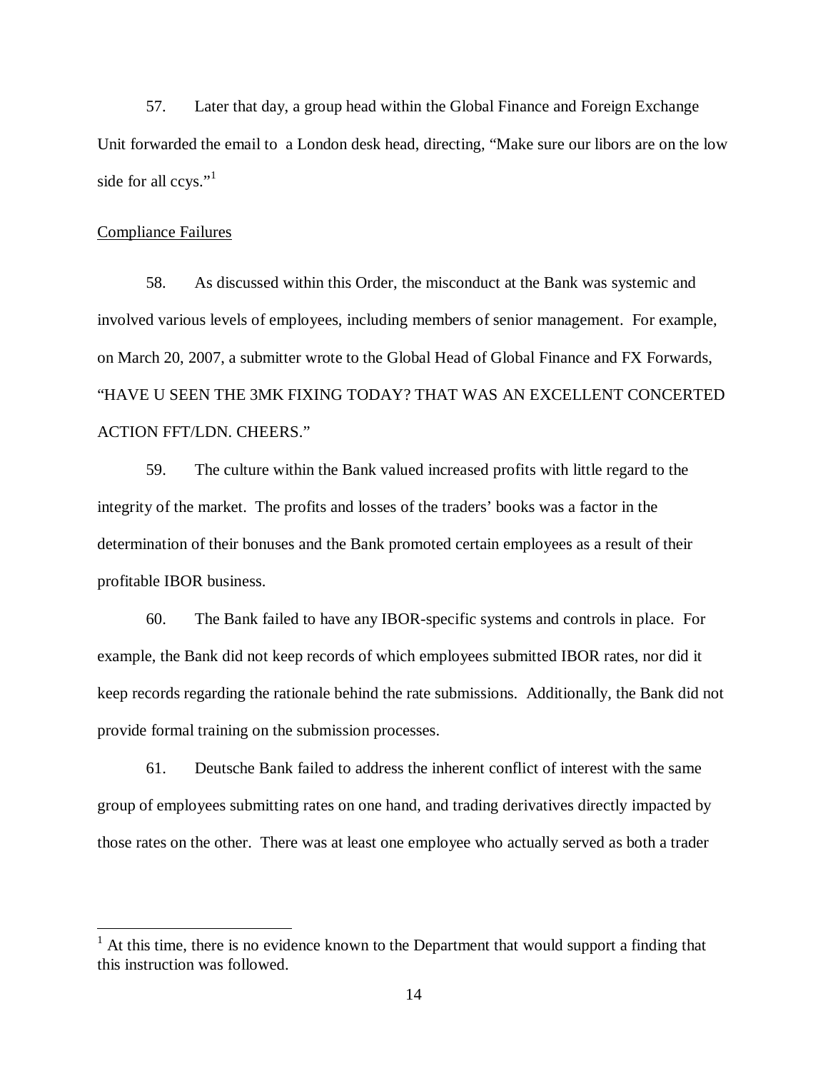57. Later that day, a group head within the Global Finance and Foreign Exchange Unit forwarded the email to a London desk head, directing, "Make sure our libors are on the low side for all ccys."[1]

Compliance Failures

58. As discussed within this Order, the misconduct at the Bank was systemic and involved various levels of employees, including members of senior management. For example, on March 20, 2007, a submitter wrote to the Global Head of Global Finance and FX Forwards, "HAVE U SEEN THE 3MK FIXING TODAY? THAT WAS AN EXCELLENT CONCERTED ACTION FFT/LDN. CHEERS."

59. The culture within the Bank valued increased profits with little regard to the integrity of the market. The profits and losses of the traders' books was a factor in the determination of their bonuses and the Bank promoted certain employees as a result of their profitable IBOR business.

60. The Bank failed to have any IBOR-specific systems and controls in place. For example, the Bank did not keep records of which employees submitted IBOR rates, nor did it keep records regarding the rationale behind the rate submissions. Additionally, the Bank did not provide formal training on the submission processes.

61. Deutsche Bank failed to address the inherent conflict of interest with the same group of employees submitting rates on one hand, and trading derivatives directly impacted by those rates on the other. There was at least one employee who actually served as both a trader

---

[1] At this time, there is no evidence known to the Department that would support a finding that this instruction was followed.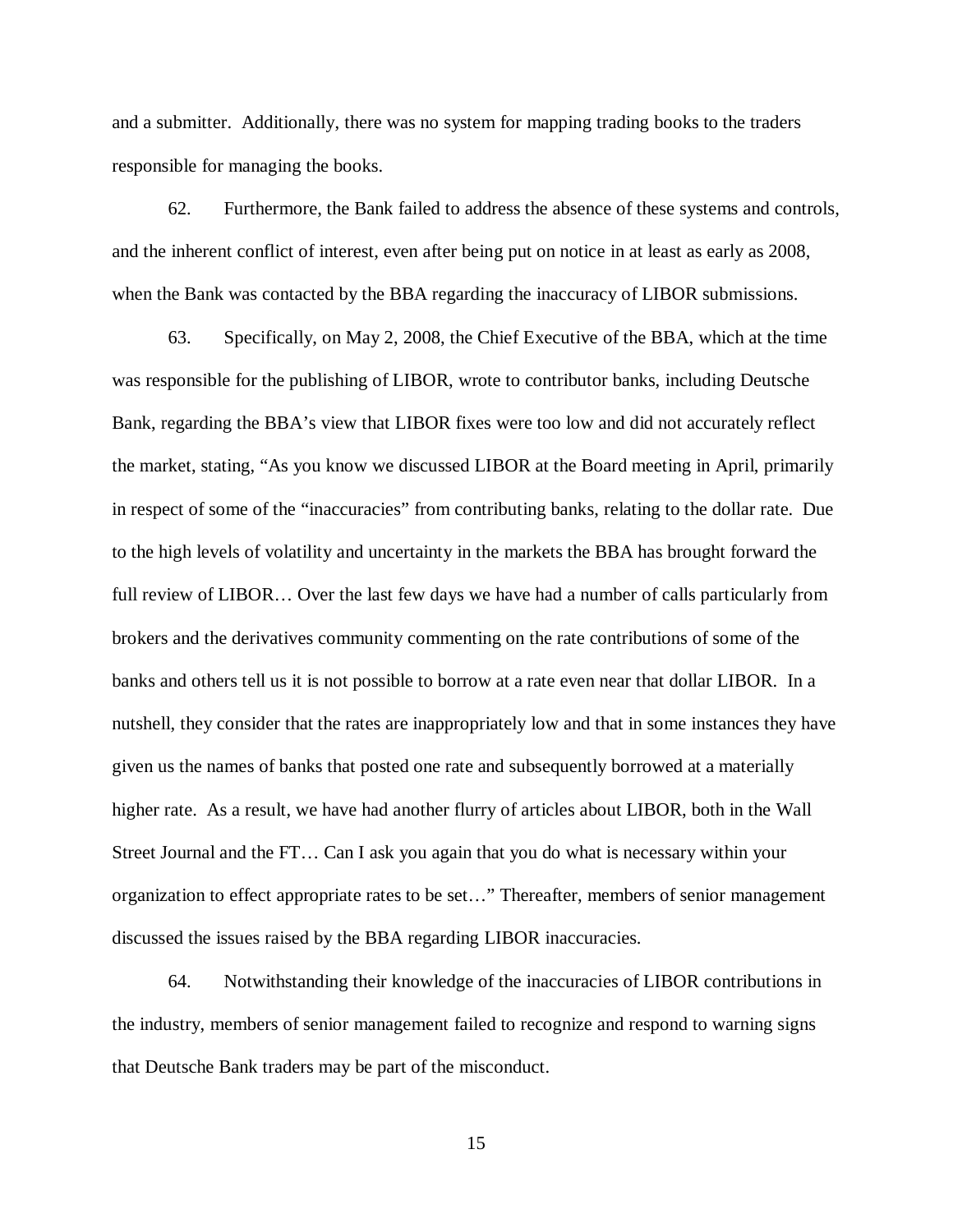and a submitter. Additionally, there was no system for mapping trading books to the traders responsible for managing the books.

62. Furthermore, the Bank failed to address the absence of these systems and controls, and the inherent conflict of interest, even after being put on notice in at least as early as 2008, when the Bank was contacted by the BBA regarding the inaccuracy of LIBOR submissions.

63. Specifically, on May 2, 2008, the Chief Executive of the BBA, which at the time was responsible for the publishing of LIBOR, wrote to contributor banks, including Deutsche Bank, regarding the BBA's view that LIBOR fixes were too low and did not accurately reflect the market, stating, "As you know we discussed LIBOR at the Board meeting in April, primarily in respect of some of the "inaccuracies" from contributing banks, relating to the dollar rate. Due to the high levels of volatility and uncertainty in the markets the BBA has brought forward the full review of LIBOR… Over the last few days we have had a number of calls particularly from brokers and the derivatives community commenting on the rate contributions of some of the banks and others tell us it is not possible to borrow at a rate even near that dollar LIBOR. In a nutshell, they consider that the rates are inappropriately low and that in some instances they have given us the names of banks that posted one rate and subsequently borrowed at a materially higher rate. As a result, we have had another flurry of articles about LIBOR, both in the Wall Street Journal and the FT… Can I ask you again that you do what is necessary within your organization to effect appropriate rates to be set…" Thereafter, members of senior management discussed the issues raised by the BBA regarding LIBOR inaccuracies.

64. Notwithstanding their knowledge of the inaccuracies of LIBOR contributions in the industry, members of senior management failed to recognize and respond to warning signs that Deutsche Bank traders may be part of the misconduct.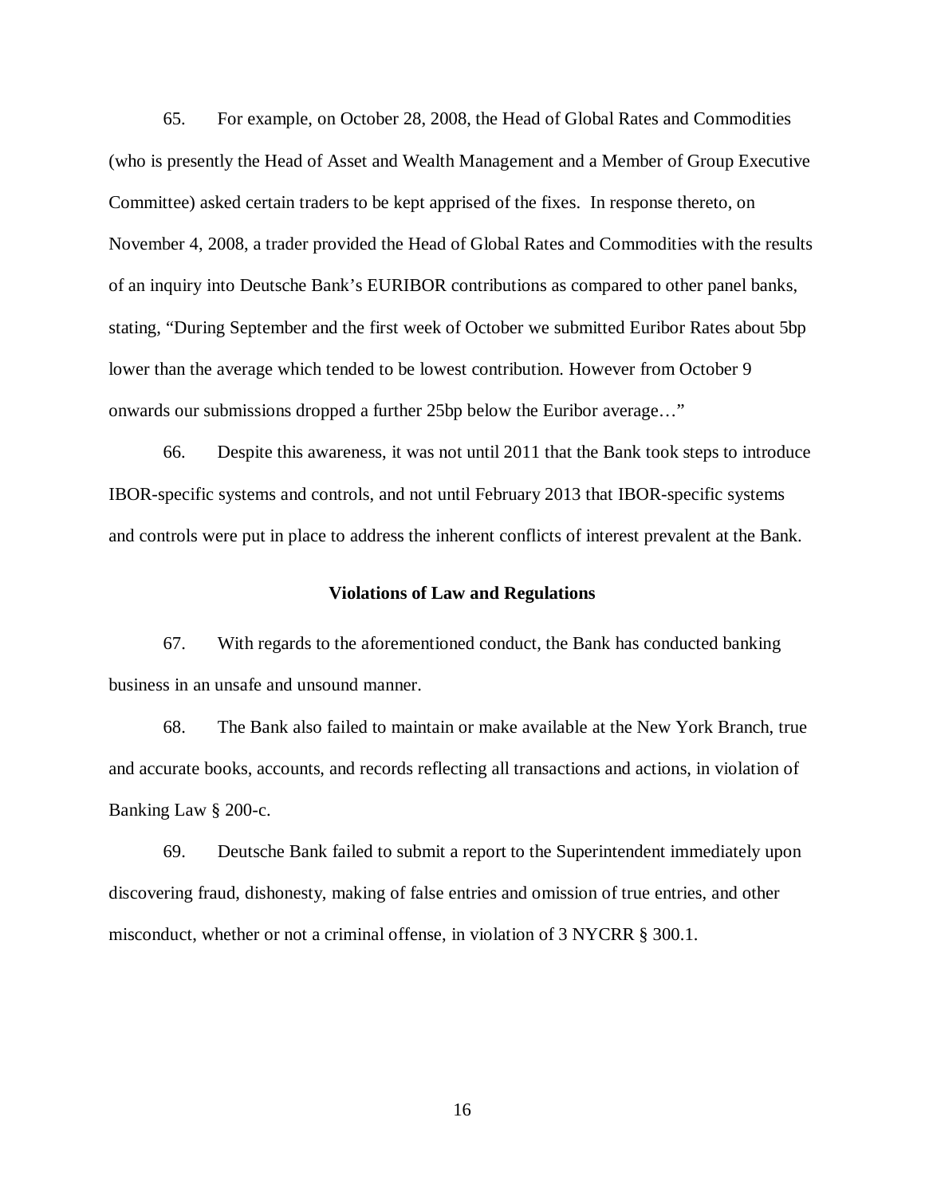65. For example, on October 28, 2008, the Head of Global Rates and Commodities (who is presently the Head of Asset and Wealth Management and a Member of Group Executive Committee) asked certain traders to be kept apprised of the fixes. In response thereto, on November 4, 2008, a trader provided the Head of Global Rates and Commodities with the results of an inquiry into Deutsche Bank's EURIBOR contributions as compared to other panel banks, stating, "During September and the first week of October we submitted Euribor Rates about 5bp lower than the average which tended to be lowest contribution. However from October 9 onwards our submissions dropped a further 25bp below the Euribor average…"

66. Despite this awareness, it was not until 2011 that the Bank took steps to introduce IBOR-specific systems and controls, and not until February 2013 that IBOR-specific systems and controls were put in place to address the inherent conflicts of interest prevalent at the Bank.

**Violations of Law and Regulations**

67. With regards to the aforementioned conduct, the Bank has conducted banking business in an unsafe and unsound manner.

68. The Bank also failed to maintain or make available at the New York Branch, true and accurate books, accounts, and records reflecting all transactions and actions, in violation of Banking Law § 200-c.

69. Deutsche Bank failed to submit a report to the Superintendent immediately upon discovering fraud, dishonesty, making of false entries and omission of true entries, and other misconduct, whether or not a criminal offense, in violation of 3 NYCRR § 300.1.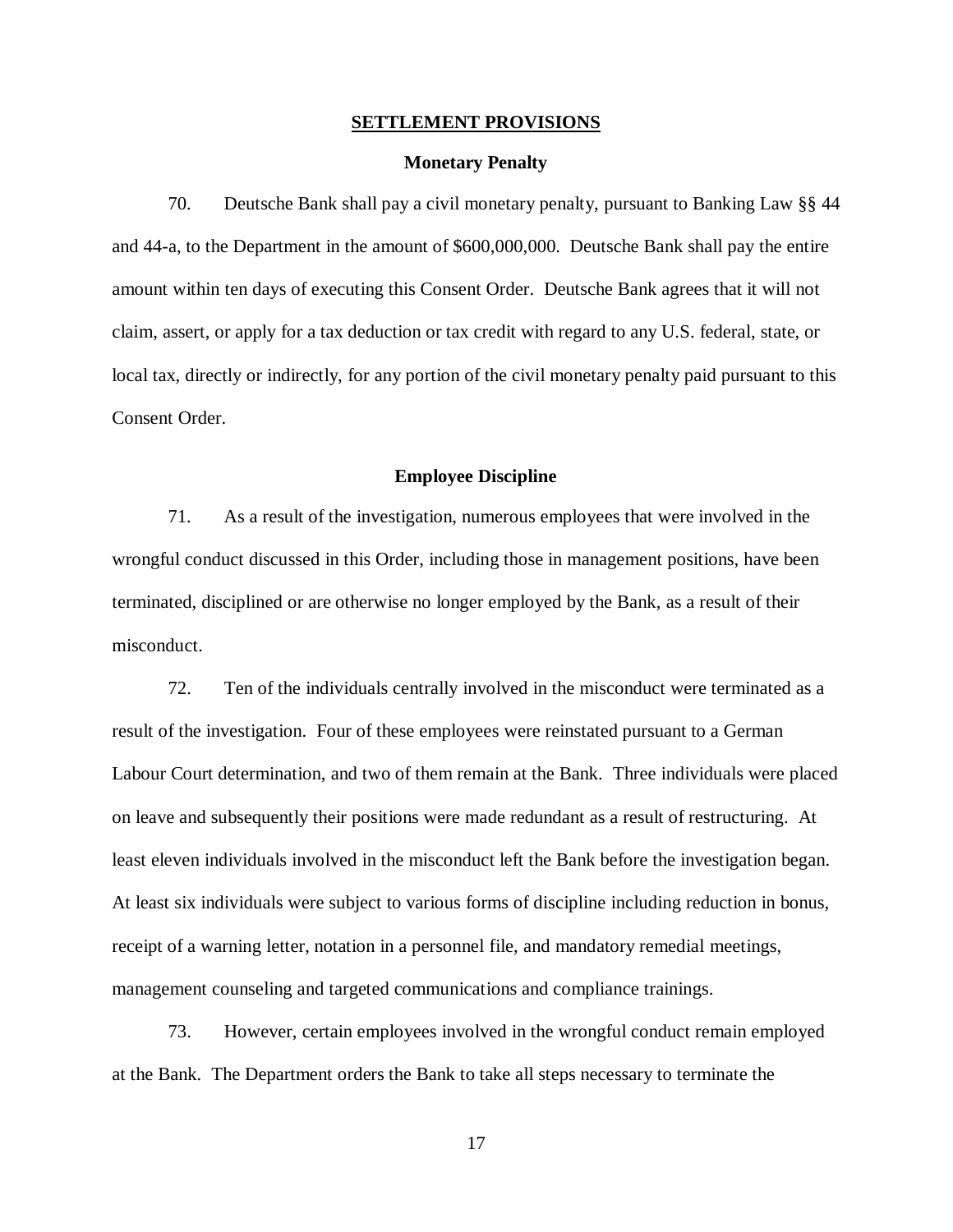## SETTLEMENT PROVISIONS

### Monetary Penalty

70. Deutsche Bank shall pay a civil monetary penalty, pursuant to Banking Law §§ 44 and 44-a, to the Department in the amount of $600,000,000. Deutsche Bank shall pay the entire amount within ten days of executing this Consent Order. Deutsche Bank agrees that it will not claim, assert, or apply for a tax deduction or tax credit with regard to any U.S. federal, state, or local tax, directly or indirectly, for any portion of the civil monetary penalty paid pursuant to this Consent Order.

### Employee Discipline

71. As a result of the investigation, numerous employees that were involved in the wrongful conduct discussed in this Order, including those in management positions, have been terminated, disciplined or are otherwise no longer employed by the Bank, as a result of their misconduct.

72. Ten of the individuals centrally involved in the misconduct were terminated as a result of the investigation. Four of these employees were reinstated pursuant to a German Labour Court determination, and two of them remain at the Bank. Three individuals were placed on leave and subsequently their positions were made redundant as a result of restructuring. At least eleven individuals involved in the misconduct left the Bank before the investigation began. At least six individuals were subject to various forms of discipline including reduction in bonus, receipt of a warning letter, notation in a personnel file, and mandatory remedial meetings, management counseling and targeted communications and compliance trainings.

73. However, certain employees involved in the wrongful conduct remain employed at the Bank. The Department orders the Bank to take all steps necessary to terminate the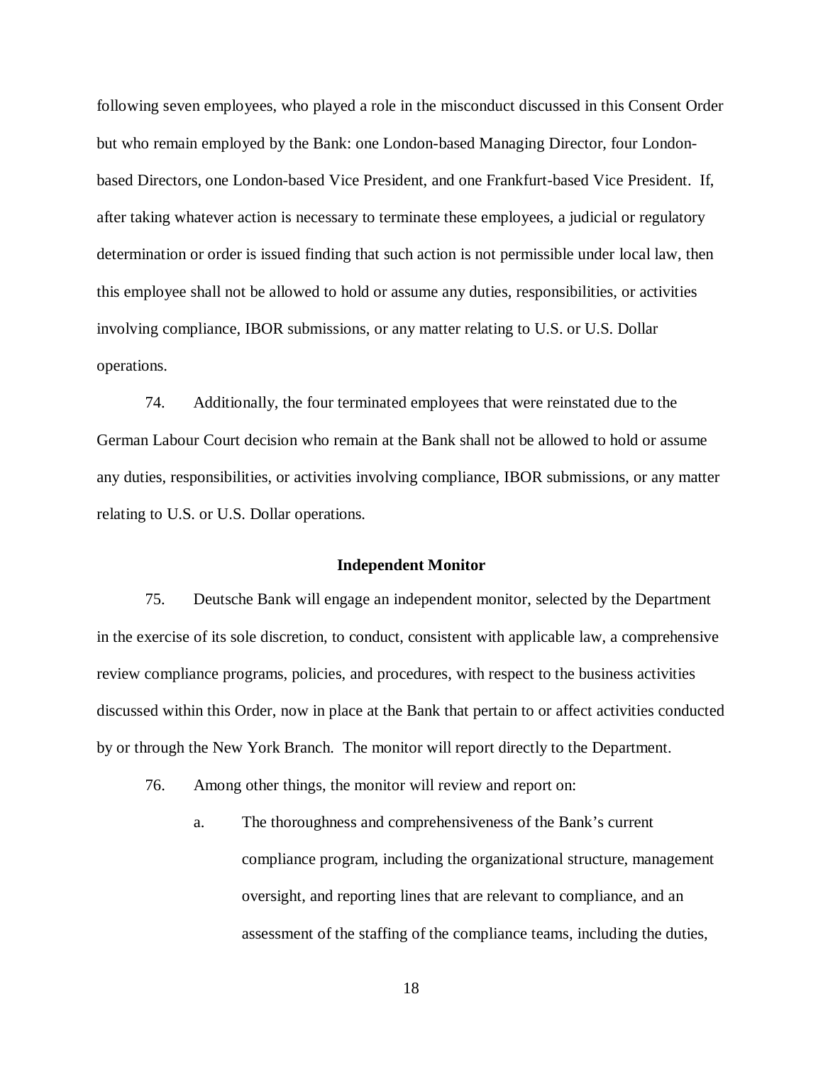following seven employees, who played a role in the misconduct discussed in this Consent Order but who remain employed by the Bank: one London-based Managing Director, four London-based Directors, one London-based Vice President, and one Frankfurt-based Vice President. If, after taking whatever action is necessary to terminate these employees, a judicial or regulatory determination or order is issued finding that such action is not permissible under local law, then this employee shall not be allowed to hold or assume any duties, responsibilities, or activities involving compliance, IBOR submissions, or any matter relating to U.S. or U.S. Dollar operations.

74. Additionally, the four terminated employees that were reinstated due to the German Labour Court decision who remain at the Bank shall not be allowed to hold or assume any duties, responsibilities, or activities involving compliance, IBOR submissions, or any matter relating to U.S. or U.S. Dollar operations.

**Independent Monitor**

75. Deutsche Bank will engage an independent monitor, selected by the Department in the exercise of its sole discretion, to conduct, consistent with applicable law, a comprehensive review compliance programs, policies, and procedures, with respect to the business activities discussed within this Order, now in place at the Bank that pertain to or affect activities conducted by or through the New York Branch. The monitor will report directly to the Department.

76. Among other things, the monitor will review and report on:

a. The thoroughness and comprehensiveness of the Bank's current compliance program, including the organizational structure, management oversight, and reporting lines that are relevant to compliance, and an assessment of the staffing of the compliance teams, including the duties,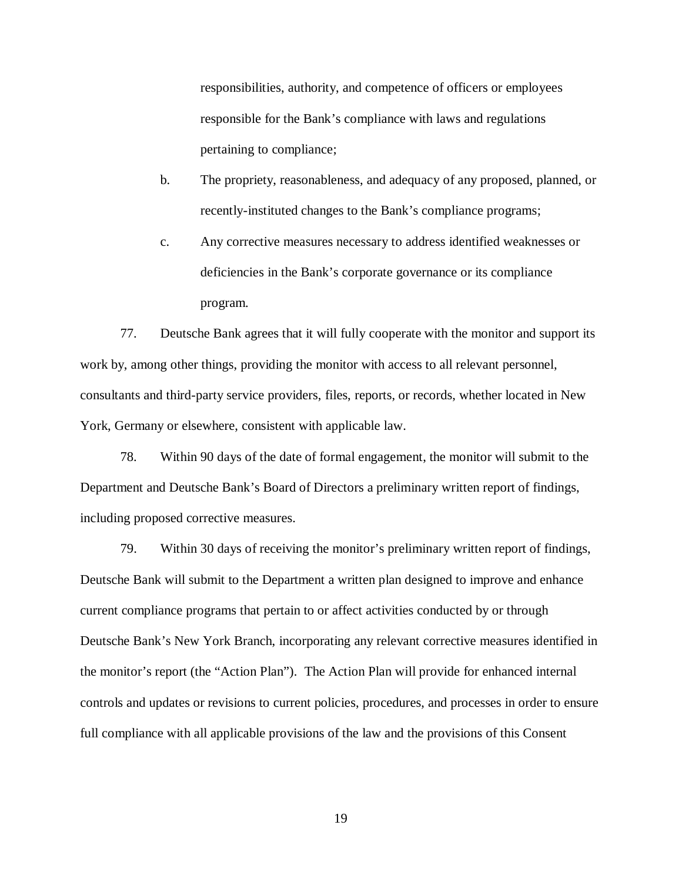responsibilities, authority, and competence of officers or employees responsible for the Bank's compliance with laws and regulations pertaining to compliance;

b. The propriety, reasonableness, and adequacy of any proposed, planned, or recently-instituted changes to the Bank's compliance programs;

c. Any corrective measures necessary to address identified weaknesses or deficiencies in the Bank's corporate governance or its compliance program.

77. Deutsche Bank agrees that it will fully cooperate with the monitor and support its work by, among other things, providing the monitor with access to all relevant personnel, consultants and third-party service providers, files, reports, or records, whether located in New York, Germany or elsewhere, consistent with applicable law.

78. Within 90 days of the date of formal engagement, the monitor will submit to the Department and Deutsche Bank's Board of Directors a preliminary written report of findings, including proposed corrective measures.

79. Within 30 days of receiving the monitor's preliminary written report of findings, Deutsche Bank will submit to the Department a written plan designed to improve and enhance current compliance programs that pertain to or affect activities conducted by or through Deutsche Bank's New York Branch, incorporating any relevant corrective measures identified in the monitor's report (the "Action Plan"). The Action Plan will provide for enhanced internal controls and updates or revisions to current policies, procedures, and processes in order to ensure full compliance with all applicable provisions of the law and the provisions of this Consent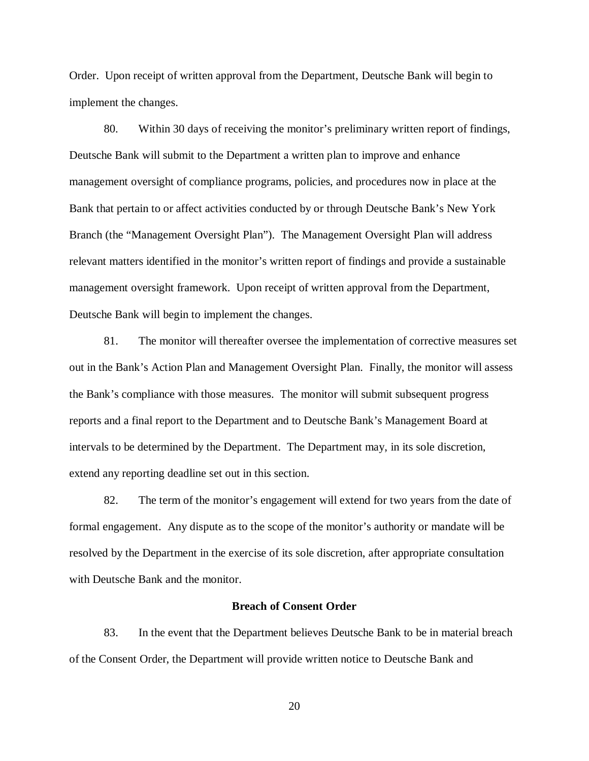Order. Upon receipt of written approval from the Department, Deutsche Bank will begin to implement the changes.

80. Within 30 days of receiving the monitor's preliminary written report of findings, Deutsche Bank will submit to the Department a written plan to improve and enhance management oversight of compliance programs, policies, and procedures now in place at the Bank that pertain to or affect activities conducted by or through Deutsche Bank's New York Branch (the "Management Oversight Plan"). The Management Oversight Plan will address relevant matters identified in the monitor's written report of findings and provide a sustainable management oversight framework. Upon receipt of written approval from the Department, Deutsche Bank will begin to implement the changes.

81. The monitor will thereafter oversee the implementation of corrective measures set out in the Bank's Action Plan and Management Oversight Plan. Finally, the monitor will assess the Bank's compliance with those measures. The monitor will submit subsequent progress reports and a final report to the Department and to Deutsche Bank's Management Board at intervals to be determined by the Department. The Department may, in its sole discretion, extend any reporting deadline set out in this section.

82. The term of the monitor's engagement will extend for two years from the date of formal engagement. Any dispute as to the scope of the monitor's authority or mandate will be resolved by the Department in the exercise of its sole discretion, after appropriate consultation with Deutsche Bank and the monitor.

**Breach of Consent Order**

83. In the event that the Department believes Deutsche Bank to be in material breach of the Consent Order, the Department will provide written notice to Deutsche Bank and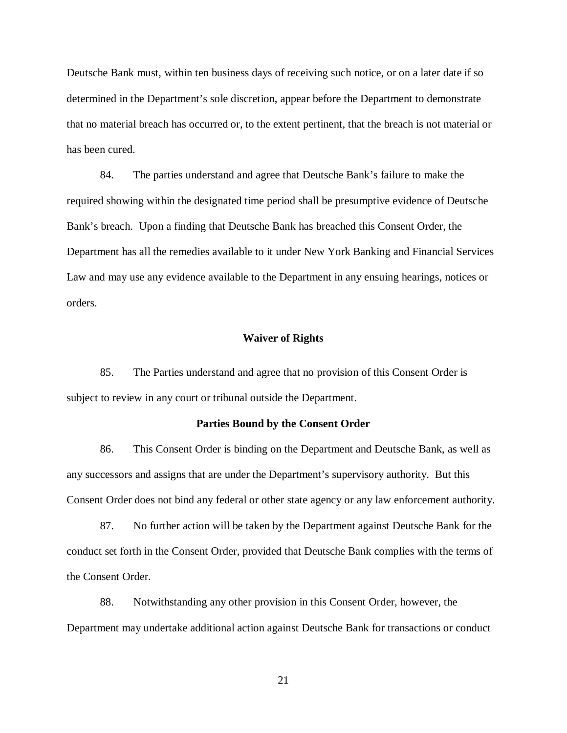Deutsche Bank must, within ten business days of receiving such notice, or on a later date if so determined in the Department's sole discretion, appear before the Department to demonstrate that no material breach has occurred or, to the extent pertinent, that the breach is not material or has been cured.

84. The parties understand and agree that Deutsche Bank's failure to make the required showing within the designated time period shall be presumptive evidence of Deutsche Bank's breach. Upon a finding that Deutsche Bank has breached this Consent Order, the Department has all the remedies available to it under New York Banking and Financial Services Law and may use any evidence available to the Department in any ensuing hearings, notices or orders.

**Waiver of Rights**

85. The Parties understand and agree that no provision of this Consent Order is subject to review in any court or tribunal outside the Department.

**Parties Bound by the Consent Order**

86. This Consent Order is binding on the Department and Deutsche Bank, as well as any successors and assigns that are under the Department's supervisory authority. But this Consent Order does not bind any federal or other state agency or any law enforcement authority.

87. No further action will be taken by the Department against Deutsche Bank for the conduct set forth in the Consent Order, provided that Deutsche Bank complies with the terms of the Consent Order.

88. Notwithstanding any other provision in this Consent Order, however, the Department may undertake additional action against Deutsche Bank for transactions or conduct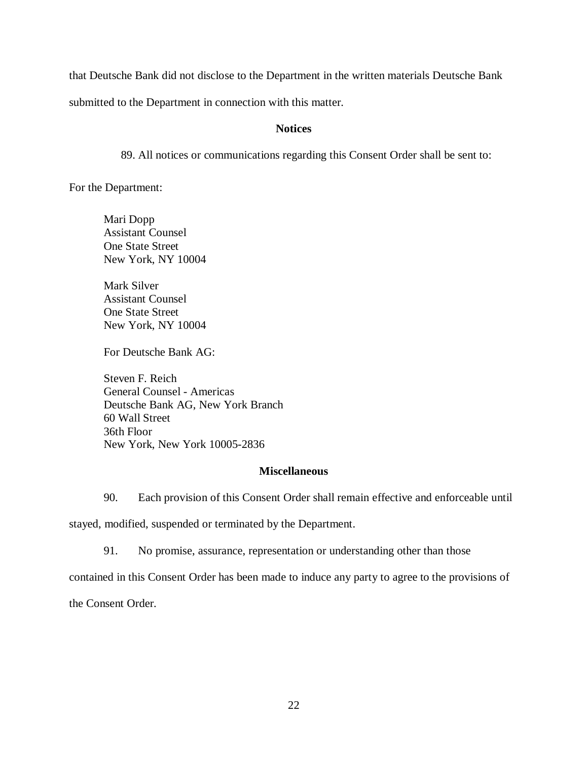that Deutsche Bank did not disclose to the Department in the written materials Deutsche Bank submitted to the Department in connection with this matter.

**Notices**

89. All notices or communications regarding this Consent Order shall be sent to:

For the Department:

Mari Dopp
Assistant Counsel
One State Street
New York, NY 10004

Mark Silver
Assistant Counsel
One State Street
New York, NY 10004

For Deutsche Bank AG:

Steven F. Reich
General Counsel - Americas
Deutsche Bank AG, New York Branch
60 Wall Street
36th Floor
New York, New York 10005-2836

**Miscellaneous**

90. Each provision of this Consent Order shall remain effective and enforceable until stayed, modified, suspended or terminated by the Department.

91. No promise, assurance, representation or understanding other than those contained in this Consent Order has been made to induce any party to agree to the provisions of the Consent Order.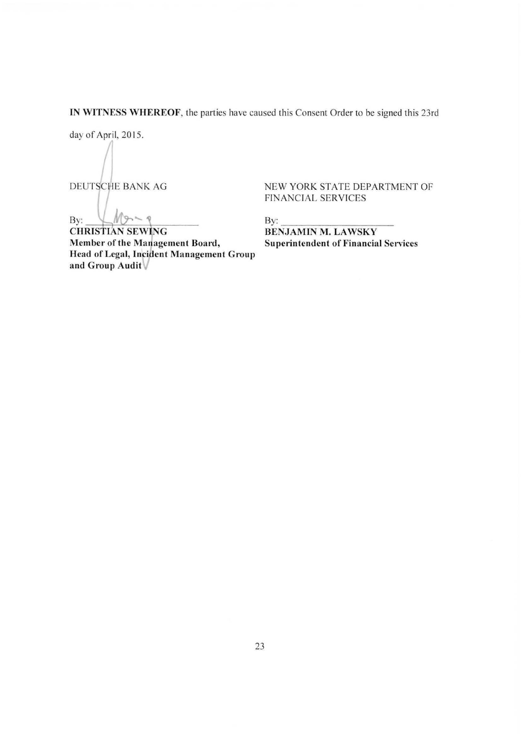**IN WITNESS WHEREOF**, the parties have caused this Consent Order to be signed this 23rd day of April, 2015.

DEUTSCHE BANK AG

By: ______________________

**CHRISTIAN SEWING**
**Member of the Management Board,**
**Head of Legal, Incident Management Group and Group Audit**

NEW YORK STATE DEPARTMENT OF FINANCIAL SERVICES

By: ______________________

**BENJAMIN M. LAWSKY**
**Superintendent of Financial Services**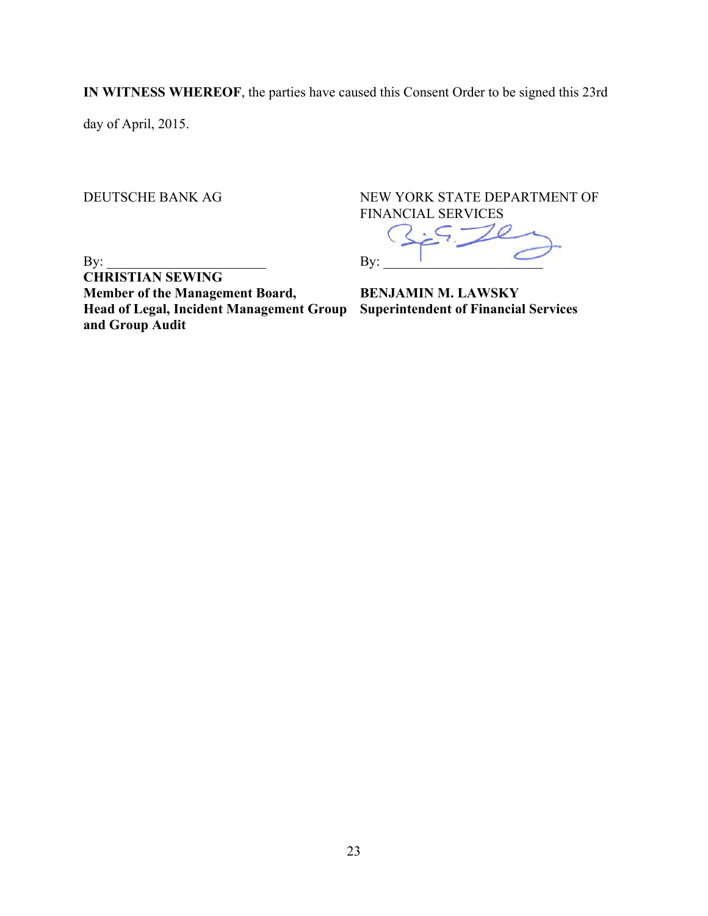**IN WITNESS WHEREOF**, the parties have caused this Consent Order to be signed this 23rd day of April, 2015.

DEUTSCHE BANK AG

By: \_\_\_\_\_\_\_\_\_\_\_\_\_\_\_\_\_\_\_\_\_\_\_

**CHRISTIAN SEWING**
**Member of the Management Board,**
**Head of Legal, Incident Management Group and Group Audit**

NEW YORK STATE DEPARTMENT OF FINANCIAL SERVICES

By: \_\_\_\_\_\_\_\_\_\_\_\_\_\_\_\_\_\_\_\_\_\_\_

**BENJAMIN M. LAWSKY**
**Superintendent of Financial Services**